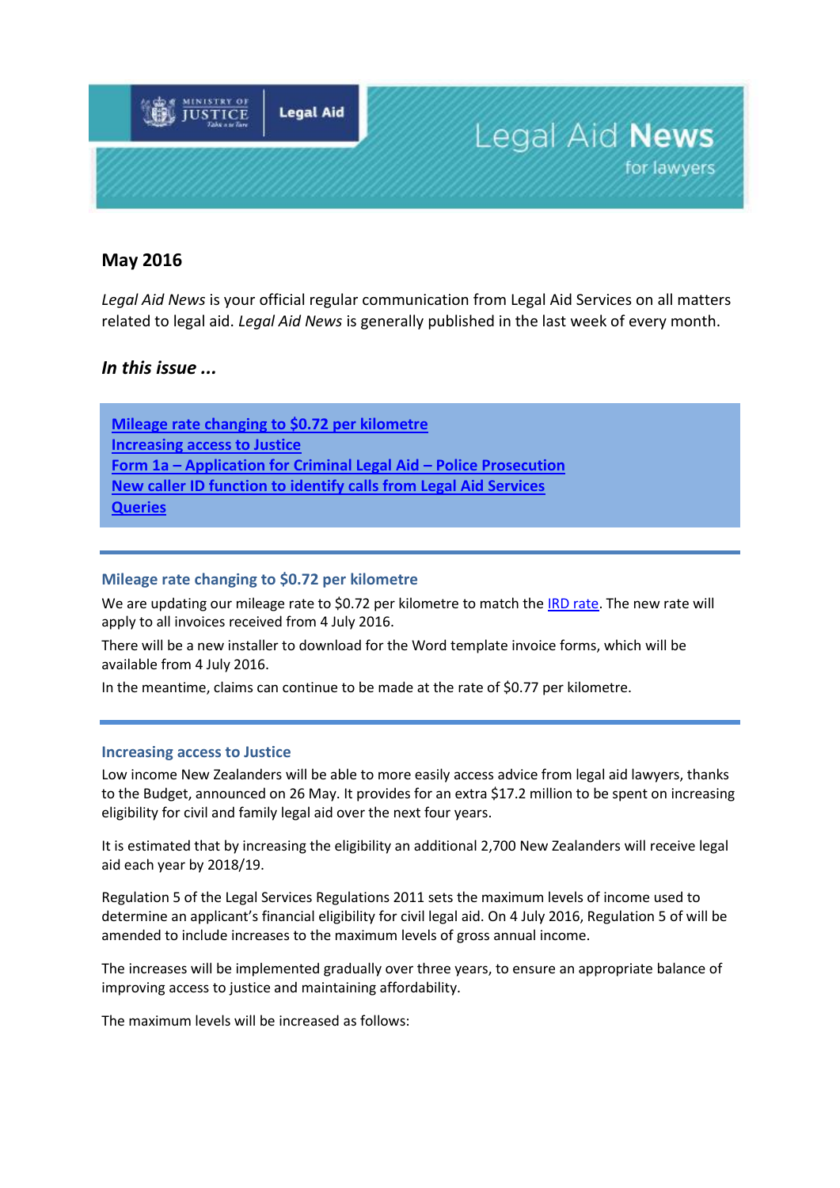# Legal Aid News

for lawyers

## May 2016

*Legal Aid News* is your official regular communication from Legal Aid Services on all matters related to legal aid. *Legal Aid News* is generally published in the last week of every month.

### *In this issue ...*

- [Mileage rate changing to $0.72 per kilometre]()
- [Increasing access to Justice]()
- [Form 1a – Application for Criminal Legal Aid – Police Prosecution]()
- [New caller ID function to identify calls from Legal Aid Services]()
- [Queries]()

---

### Mileage rate changing to $0.72 per kilometre

We are updating our mileage rate to $0.72 per kilometre to match the [IRD rate](). The new rate will apply to all invoices received from 4 July 2016.

There will be a new installer to download for the Word template invoice forms, which will be available from 4 July 2016.

In the meantime, claims can continue to be made at the rate of $0.77 per kilometre.

---

### Increasing access to Justice

Low income New Zealanders will be able to more easily access advice from legal aid lawyers, thanks to the Budget, announced on 26 May. It provides for an extra $17.2 million to be spent on increasing eligibility for civil and family legal aid over the next four years.

It is estimated that by increasing the eligibility an additional 2,700 New Zealanders will receive legal aid each year by 2018/19.

Regulation 5 of the Legal Services Regulations 2011 sets the maximum levels of income used to determine an applicant's financial eligibility for civil legal aid. On 4 July 2016, Regulation 5 of will be amended to include increases to the maximum levels of gross annual income.

The increases will be implemented gradually over three years, to ensure an appropriate balance of improving access to justice and maintaining affordability.

The maximum levels will be increased as follows: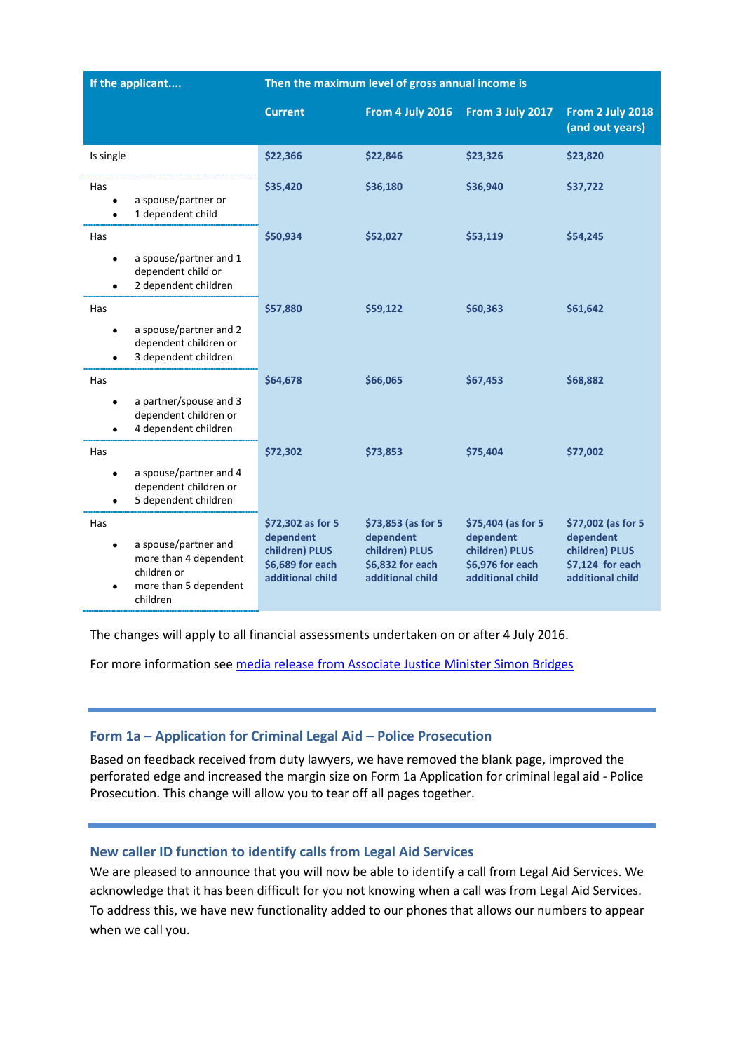| If the applicant.... | Then the maximum level of gross annual income is | | | |
|---|---|---|---|---|
| | **Current** | **From 4 July 2016** | **From 3 July 2017** | **From 2 July 2018 (and out years)** |
| Is single | **$22,366** | **$22,846** | **$23,326** | **$23,820** |
| Has<br>• a spouse/partner or<br>• 1 dependent child | **$35,420** | **$36,180** | **$36,940** | **$37,722** |
| Has<br>• a spouse/partner and 1 dependent child or<br>• 2 dependent children | **$50,934** | **$52,027** | **$53,119** | **$54,245** |
| Has<br>• a spouse/partner and 2 dependent children or<br>• 3 dependent children | **$57,880** | **$59,122** | **$60,363** | **$61,642** |
| Has<br>• a partner/spouse and 3 dependent children or<br>• 4 dependent children | **$64,678** | **$66,065** | **$67,453** | **$68,882** |
| Has<br>• a spouse/partner and 4 dependent children or<br>• 5 dependent children | **$72,302** | **$73,853** | **$75,404** | **$77,002** |
| Has<br>• a spouse/partner and more than 4 dependent children or<br>• more than 5 dependent children | **$72,302 as for 5 dependent children) PLUS $6,689 for each additional child** | **$73,853 (as for 5 dependent children) PLUS $6,832 for each additional child** | **$75,404 (as for 5 dependent children) PLUS $6,976 for each additional child** | **$77,002 (as for 5 dependent children) PLUS $7,124 for each additional child** |

The changes will apply to all financial assessments undertaken on or after 4 July 2016.

For more information see [media release from Associate Justice Minister Simon Bridges]

## Form 1a – Application for Criminal Legal Aid – Police Prosecution

Based on feedback received from duty lawyers, we have removed the blank page, improved the perforated edge and increased the margin size on Form 1a Application for criminal legal aid - Police Prosecution. This change will allow you to tear off all pages together.

## New caller ID function to identify calls from Legal Aid Services

We are pleased to announce that you will now be able to identify a call from Legal Aid Services. We acknowledge that it has been difficult for you not knowing when a call was from Legal Aid Services. To address this, we have new functionality added to our phones that allows our numbers to appear when we call you.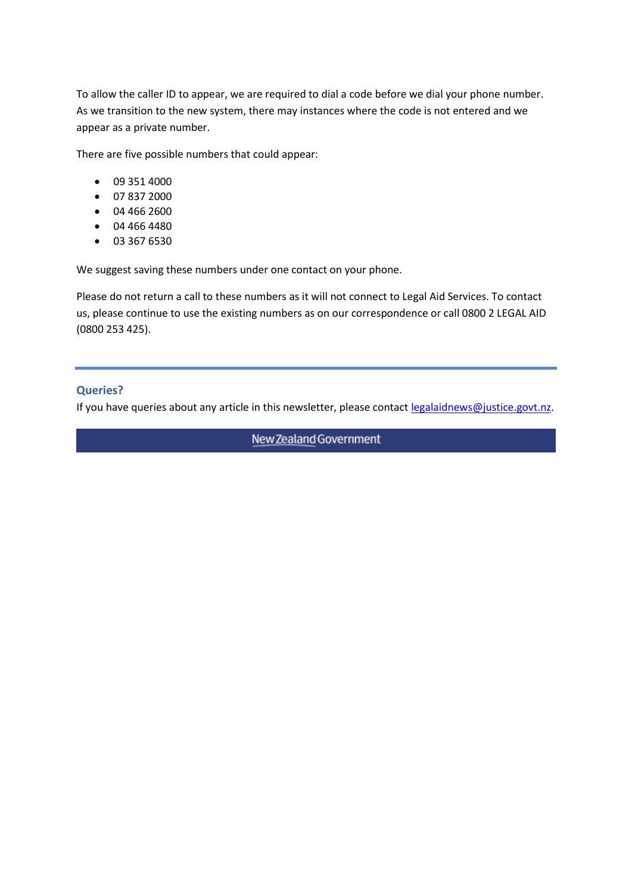To allow the caller ID to appear, we are required to dial a code before we dial your phone number. As we transition to the new system, there may instances where the code is not entered and we appear as a private number.

There are five possible numbers that could appear:

- 09 351 4000
- 07 837 2000
- 04 466 2600
- 04 466 4480
- 03 367 6530

We suggest saving these numbers under one contact on your phone.

Please do not return a call to these numbers as it will not connect to Legal Aid Services. To contact us, please continue to use the existing numbers as on our correspondence or call 0800 2 LEGAL AID (0800 253 425).

---

### Queries?

If you have queries about any article in this newsletter, please contact legalaidnews@justice.govt.nz.

New Zealand Government